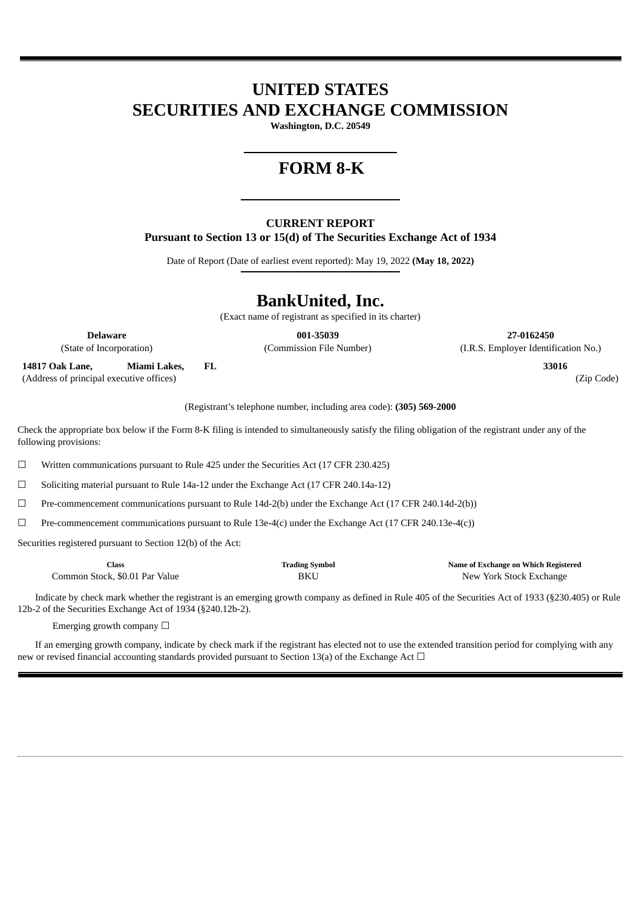# UNITED STATES
# SECURITIES AND EXCHANGE COMMISSION

**Washington, D.C. 20549**

# FORM 8-K

**CURRENT REPORT**
**Pursuant to Section 13 or 15(d) of The Securities Exchange Act of 1934**

Date of Report (Date of earliest event reported): May 19, 2022 **(May 18, 2022)**

# BankUnited, Inc.

(Exact name of registrant as specified in its charter)

| **Delaware** | **001-35039** | **27-0162450** |
|---|---|---|
| (State of Incorporation) | (Commission File Number) | (I.R.S. Employer Identification No.) |

**14817 Oak Lane, Miami Lakes, FL** **33016**
(Address of principal executive offices) (Zip Code)

(Registrant's telephone number, including area code): **(305) 569-2000**

Check the appropriate box below if the Form 8-K filing is intended to simultaneously satisfy the filing obligation of the registrant under any of the following provisions:

☐ Written communications pursuant to Rule 425 under the Securities Act (17 CFR 230.425)

☐ Soliciting material pursuant to Rule 14a-12 under the Exchange Act (17 CFR 240.14a-12)

☐ Pre-commencement communications pursuant to Rule 14d-2(b) under the Exchange Act (17 CFR 240.14d-2(b))

☐ Pre-commencement communications pursuant to Rule 13e-4(c) under the Exchange Act (17 CFR 240.13e-4(c))

Securities registered pursuant to Section 12(b) of the Act:

| Class | Trading Symbol | Name of Exchange on Which Registered |
|---|---|---|
| Common Stock, $0.01 Par Value | BKU | New York Stock Exchange |

Indicate by check mark whether the registrant is an emerging growth company as defined in Rule 405 of the Securities Act of 1933 (§230.405) or Rule 12b-2 of the Securities Exchange Act of 1934 (§240.12b-2).

Emerging growth company ☐

If an emerging growth company, indicate by check mark if the registrant has elected not to use the extended transition period for complying with any new or revised financial accounting standards provided pursuant to Section 13(a) of the Exchange Act ☐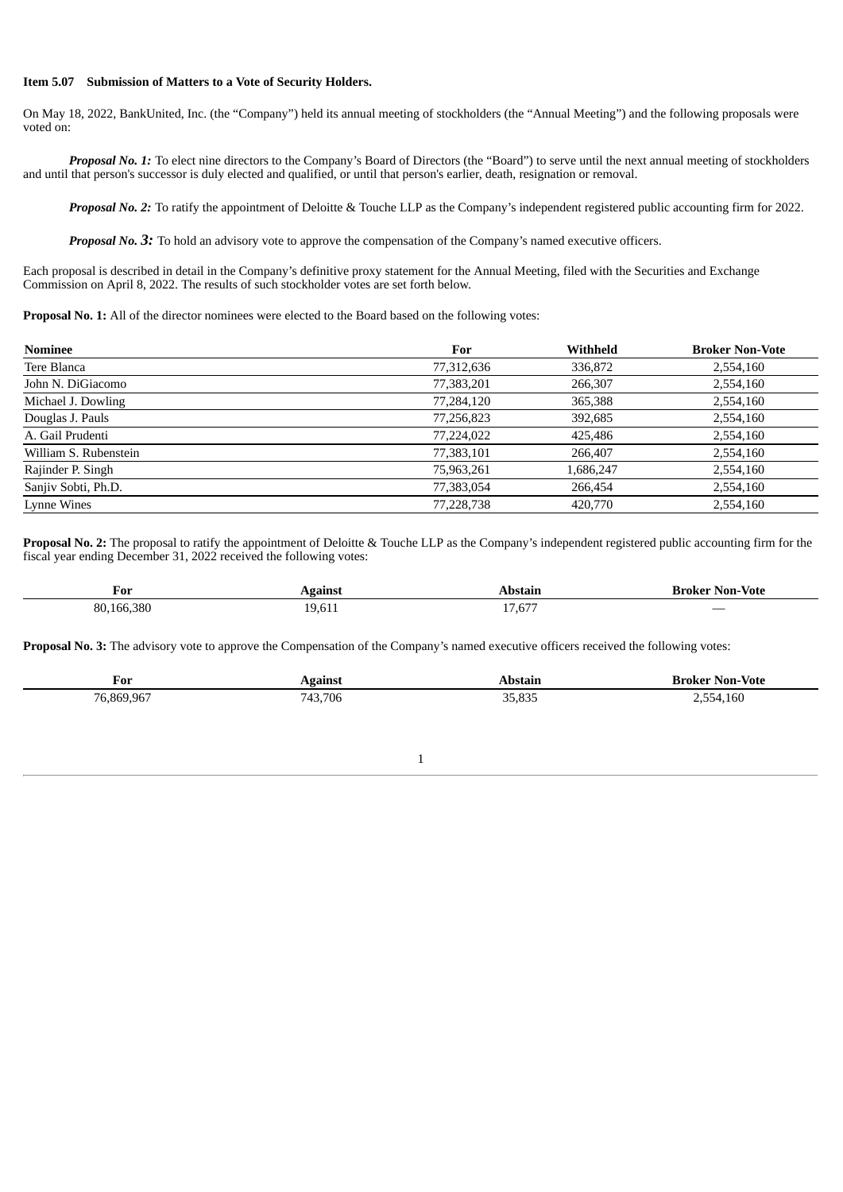**Item 5.07 Submission of Matters to a Vote of Security Holders.**

On May 18, 2022, BankUnited, Inc. (the "Company") held its annual meeting of stockholders (the "Annual Meeting") and the following proposals were voted on:

***Proposal No. 1:*** To elect nine directors to the Company's Board of Directors (the "Board") to serve until the next annual meeting of stockholders and until that person's successor is duly elected and qualified, or until that person's earlier, death, resignation or removal.

***Proposal No. 2:*** To ratify the appointment of Deloitte & Touche LLP as the Company's independent registered public accounting firm for 2022.

***Proposal No. 3:*** To hold an advisory vote to approve the compensation of the Company's named executive officers.

Each proposal is described in detail in the Company's definitive proxy statement for the Annual Meeting, filed with the Securities and Exchange Commission on April 8, 2022. The results of such stockholder votes are set forth below.

**Proposal No. 1:** All of the director nominees were elected to the Board based on the following votes:

| Nominee | For | Withheld | Broker Non-Vote |
|---|---|---|---|
| Tere Blanca | 77,312,636 | 336,872 | 2,554,160 |
| John N. DiGiacomo | 77,383,201 | 266,307 | 2,554,160 |
| Michael J. Dowling | 77,284,120 | 365,388 | 2,554,160 |
| Douglas J. Pauls | 77,256,823 | 392,685 | 2,554,160 |
| A. Gail Prudenti | 77,224,022 | 425,486 | 2,554,160 |
| William S. Rubenstein | 77,383,101 | 266,407 | 2,554,160 |
| Rajinder P. Singh | 75,963,261 | 1,686,247 | 2,554,160 |
| Sanjiv Sobti, Ph.D. | 77,383,054 | 266,454 | 2,554,160 |
| Lynne Wines | 77,228,738 | 420,770 | 2,554,160 |

**Proposal No. 2:** The proposal to ratify the appointment of Deloitte & Touche LLP as the Company's independent registered public accounting firm for the fiscal year ending December 31, 2022 received the following votes:

| For | Against | Abstain | Broker Non-Vote |
|---|---|---|---|
| 80,166,380 | 19,611 | 17,677 | — |

**Proposal No. 3:** The advisory vote to approve the Compensation of the Company's named executive officers received the following votes:

| For | Against | Abstain | Broker Non-Vote |
|---|---|---|---|
| 76,869,967 | 743,706 | 35,835 | 2,554,160 |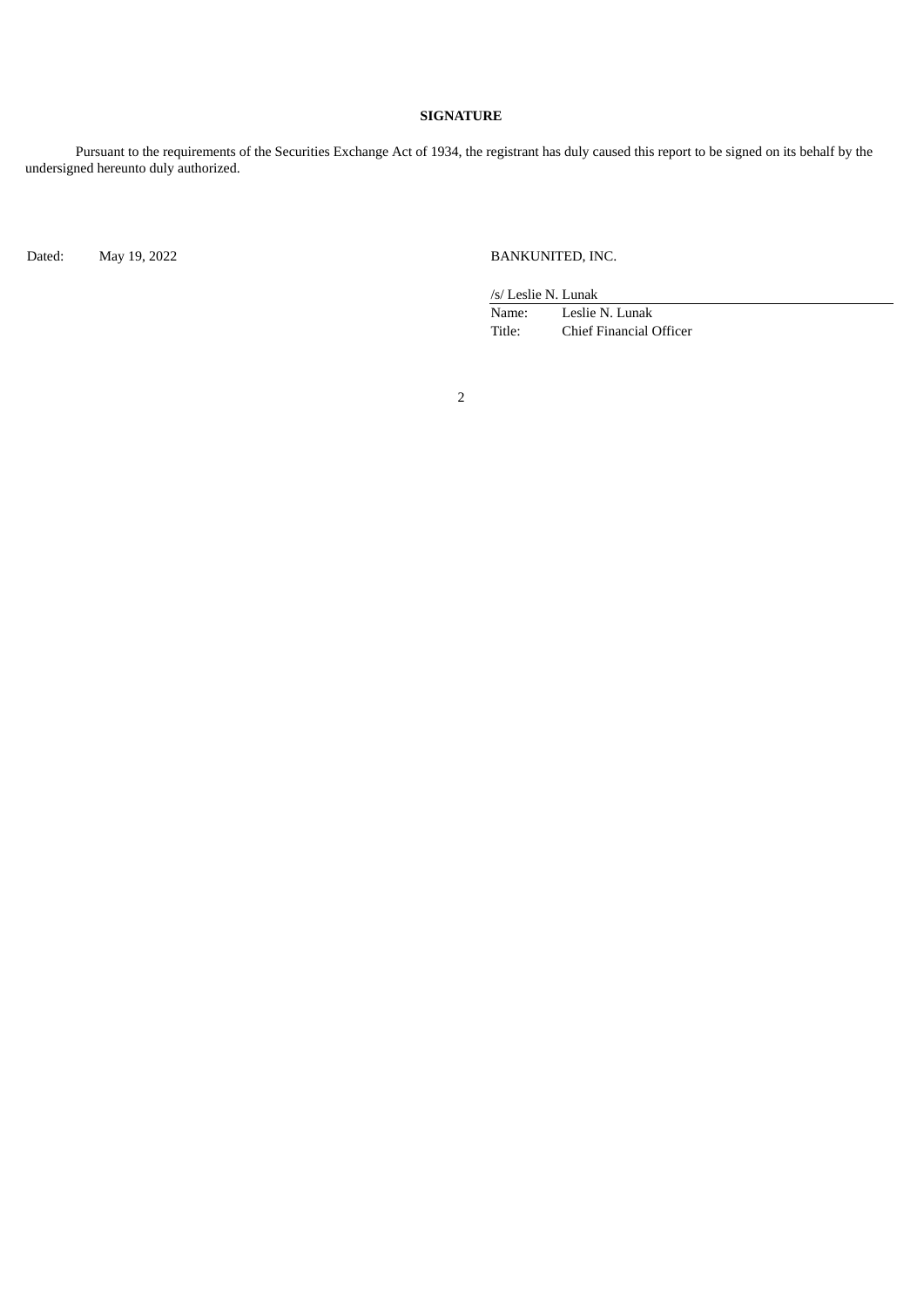**SIGNATURE**

Pursuant to the requirements of the Securities Exchange Act of 1934, the registrant has duly caused this report to be signed on its behalf by the undersigned hereunto duly authorized.

| | | | |
|---|---|---|---|
| Dated: | May 19, 2022 | BANKUNITED, INC. | |
| | | /s/ Leslie N. Lunak | |
| | | Name: | Leslie N. Lunak |
| | | Title: | Chief Financial Officer |